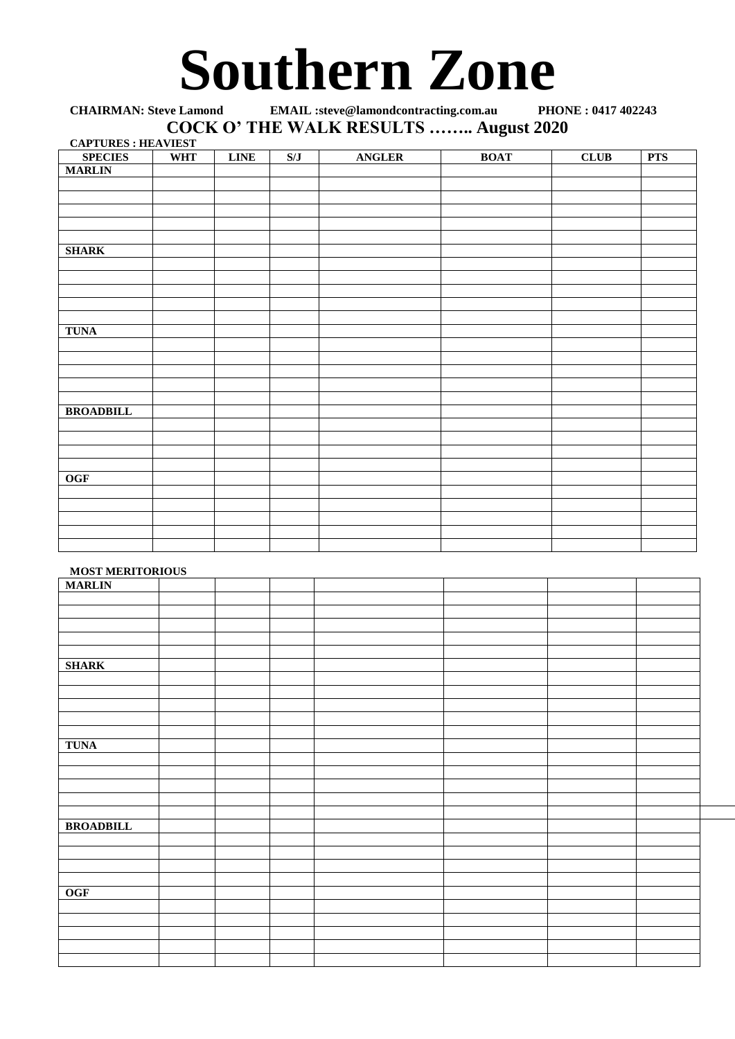# Southern Zone

**CHAIRMAN: Steve Lamond EMAIL :steve@lamondcontracting.com.au PHONE : 0417 402243**

## COCK O' THE WALK RESULTS …….. August 2020

**CAPTURES : HEAVIEST**

| SPECIES | WHT | LINE | S/J | ANGLER | BOAT | CLUB | PTS |
|---|---|---|---|---|---|---|---|
| **MARLIN** | | | | | | | |
| | | | | | | | |
| | | | | | | | |
| | | | | | | | |
| | | | | | | | |
| | | | | | | | |
| **SHARK** | | | | | | | |
| | | | | | | | |
| | | | | | | | |
| | | | | | | | |
| | | | | | | | |
| | | | | | | | |
| **TUNA** | | | | | | | |
| | | | | | | | |
| | | | | | | | |
| | | | | | | | |
| | | | | | | | |
| | | | | | | | |
| **BROADBILL** | | | | | | | |
| | | | | | | | |
| | | | | | | | |
| | | | | | | | |
| | | | | | | | |
| **OGF** | | | | | | | |
| | | | | | | | |
| | | | | | | | |
| | | | | | | | |
| | | | | | | | |
| | | | | | | | |

**MOST MERITORIOUS**

| | | | | | | | |
|---|---|---|---|---|---|---|---|
| **MARLIN** | | | | | | | |
| | | | | | | | |
| | | | | | | | |
| | | | | | | | |
| | | | | | | | |
| | | | | | | | |
| **SHARK** | | | | | | | |
| | | | | | | | |
| | | | | | | | |
| | | | | | | | |
| | | | | | | | |
| | | | | | | | |
| **TUNA** | | | | | | | |
| | | | | | | | |
| | | | | | | | |
| | | | | | | | |
| | | | | | | | |
| | | | | | | | |
| **BROADBILL** | | | | | | | |
| | | | | | | | |
| | | | | | | | |
| | | | | | | | |
| | | | | | | | |
| **OGF** | | | | | | | |
| | | | | | | | |
| | | | | | | | |
| | | | | | | | |
| | | | | | | | |
| | | | | | | | |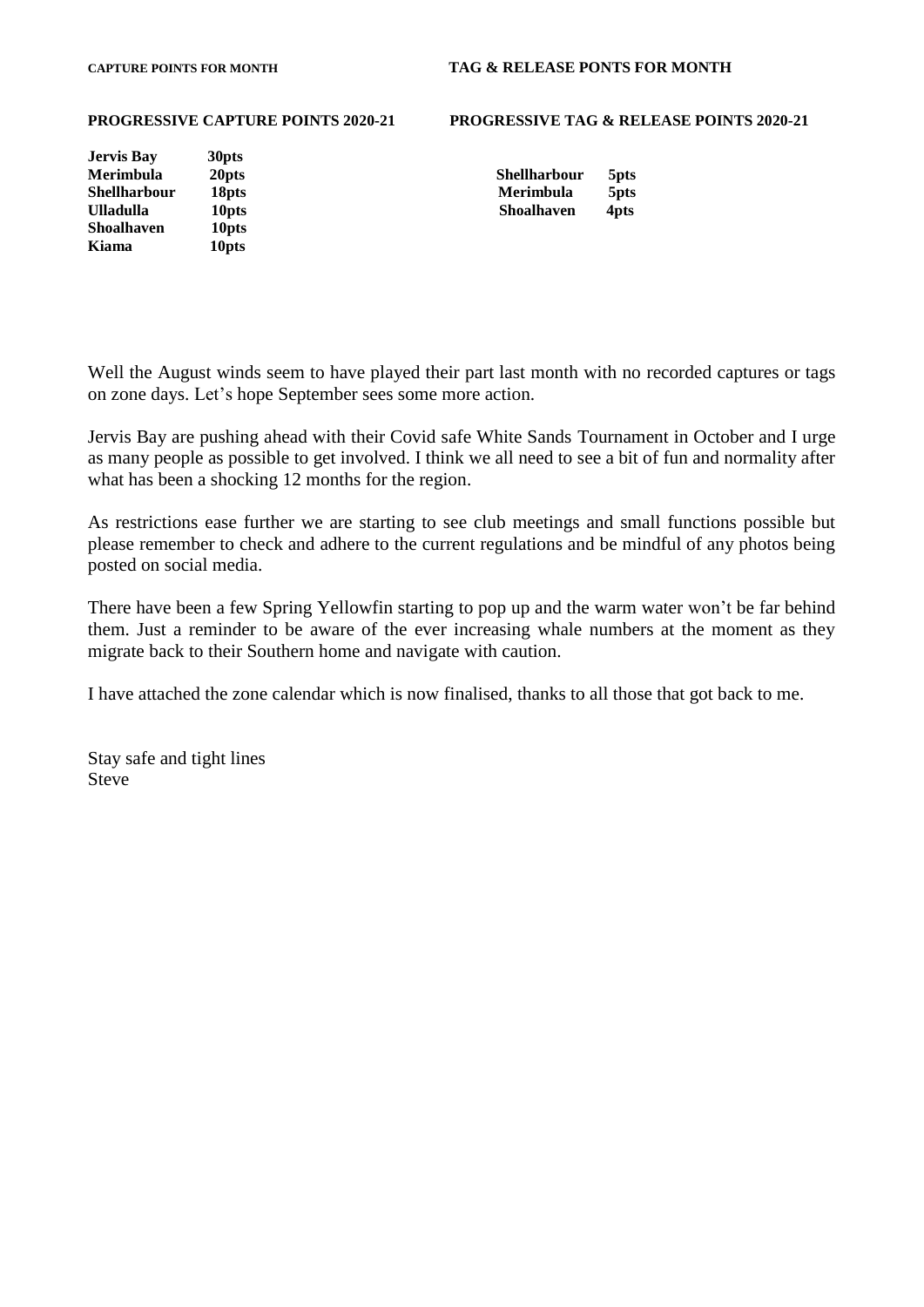**CAPTURE POINTS FOR MONTH** **TAG & RELEASE PONTS FOR MONTH**

**PROGRESSIVE CAPTURE POINTS 2020-21**

| | |
|---|---|
| **Jervis Bay** | **30pts** |
| **Merimbula** | **20pts** |
| **Shellharbour** | **18pts** |
| **Ulladulla** | **10pts** |
| **Shoalhaven** | **10pts** |
| **Kiama** | **10pts** |

**PROGRESSIVE TAG & RELEASE POINTS 2020-21**

| | |
|---|---|
| **Shellharbour** | **5pts** |
| **Merimbula** | **5pts** |
| **Shoalhaven** | **4pts** |

Well the August winds seem to have played their part last month with no recorded captures or tags on zone days. Let's hope September sees some more action.

Jervis Bay are pushing ahead with their Covid safe White Sands Tournament in October and I urge as many people as possible to get involved. I think we all need to see a bit of fun and normality after what has been a shocking 12 months for the region.

As restrictions ease further we are starting to see club meetings and small functions possible but please remember to check and adhere to the current regulations and be mindful of any photos being posted on social media.

There have been a few Spring Yellowfin starting to pop up and the warm water won't be far behind them. Just a reminder to be aware of the ever increasing whale numbers at the moment as they migrate back to their Southern home and navigate with caution.

I have attached the zone calendar which is now finalised, thanks to all those that got back to me.

Stay safe and tight lines
Steve